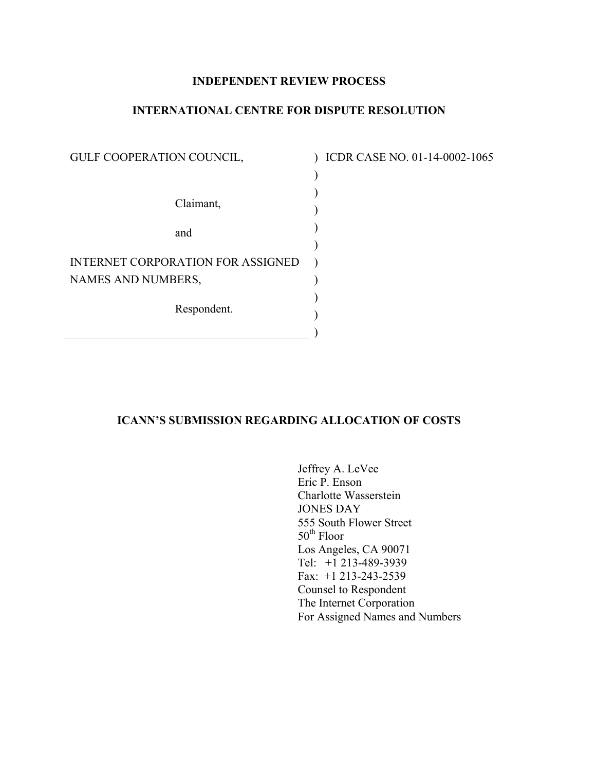**INDEPENDENT REVIEW PROCESS**

**INTERNATIONAL CENTRE FOR DISPUTE RESOLUTION**

GULF COOPERATION COUNCIL,

Claimant,

and

INTERNATIONAL CORPORATION FOR ASSIGNED NAMES AND NUMBERS,

Respondent.

ICDR CASE NO. 01-14-0002-1065

**ICANN'S SUBMISSION REGARDING ALLOCATION OF COSTS**

Jeffrey A. LeVee
Eric P. Enson
Charlotte Wasserstein
JONES DAY
555 South Flower Street
50th Floor
Los Angeles, CA 90071
Tel: +1 213-489-3939
Fax: +1 213-243-2539
Counsel to Respondent
The Internet Corporation
For Assigned Names and Numbers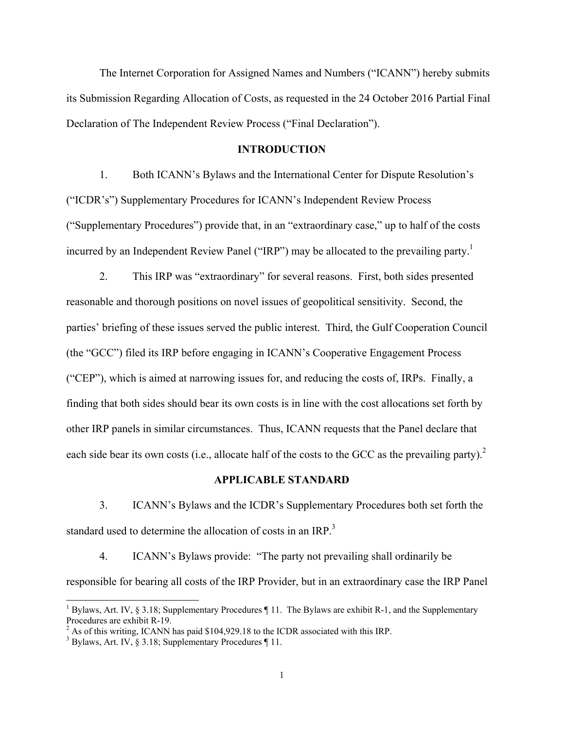The Internet Corporation for Assigned Names and Numbers ("ICANN") hereby submits its Submission Regarding Allocation of Costs, as requested in the 24 October 2016 Partial Final Declaration of The Independent Review Process ("Final Declaration").

## INTRODUCTION

1. Both ICANN's Bylaws and the International Center for Dispute Resolution's ("ICDR's") Supplementary Procedures for ICANN's Independent Review Process ("Supplementary Procedures") provide that, in an "extraordinary case," up to half of the costs incurred by an Independent Review Panel ("IRP") may be allocated to the prevailing party.[1]

2. This IRP was "extraordinary" for several reasons. First, both sides presented reasonable and thorough positions on novel issues of geopolitical sensitivity. Second, the parties' briefing of these issues served the public interest. Third, the Gulf Cooperation Council (the "GCC") filed its IRP before engaging in ICANN's Cooperative Engagement Process ("CEP"), which is aimed at narrowing issues for, and reducing the costs of, IRPs. Finally, a finding that both sides should bear its own costs is in line with the cost allocations set forth by other IRP panels in similar circumstances. Thus, ICANN requests that the Panel declare that each side bear its own costs (i.e., allocate half of the costs to the GCC as the prevailing party).[2]

## APPLICABLE STANDARD

3. ICANN's Bylaws and the ICDR's Supplementary Procedures both set forth the standard used to determine the allocation of costs in an IRP.[3]

4. ICANN's Bylaws provide: "The party not prevailing shall ordinarily be responsible for bearing all costs of the IRP Provider, but in an extraordinary case the IRP Panel

---

[1] Bylaws, Art. IV, § 3.18; Supplementary Procedures ¶ 11. The Bylaws are exhibit R-1, and the Supplementary Procedures are exhibit R-19.

[2] As of this writing, ICANN has paid $104,929.18 to the ICDR associated with this IRP.

[3] Bylaws, Art. IV, § 3.18; Supplementary Procedures ¶ 11.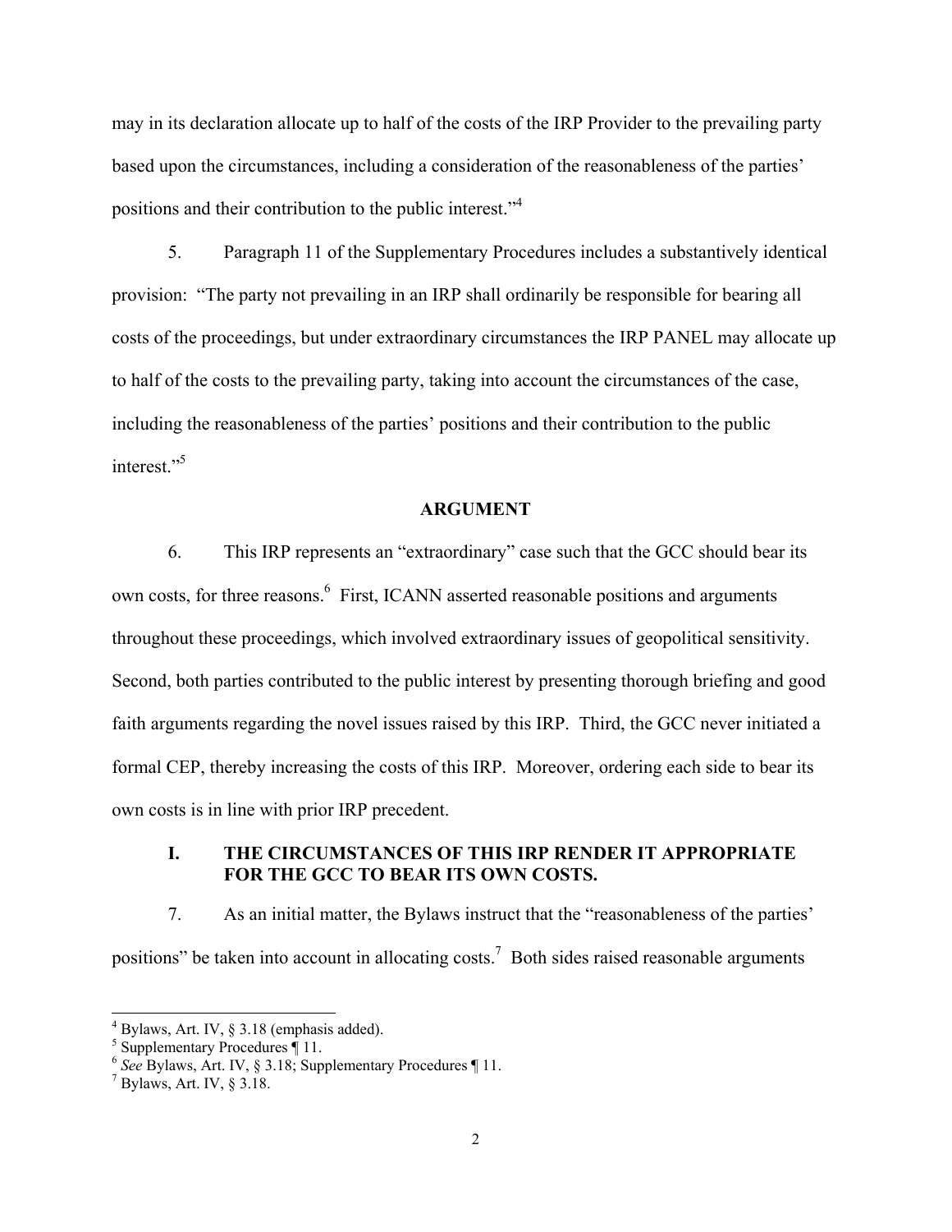may in its declaration allocate up to half of the costs of the IRP Provider to the prevailing party based upon the circumstances, including a consideration of the reasonableness of the parties' positions and their contribution to the public interest."[4]

5. Paragraph 11 of the Supplementary Procedures includes a substantively identical provision: "The party not prevailing in an IRP shall ordinarily be responsible for bearing all costs of the proceedings, but under extraordinary circumstances the IRP PANEL may allocate up to half of the costs to the prevailing party, taking into account the circumstances of the case, including the reasonableness of the parties' positions and their contribution to the public interest."[5]

## ARGUMENT

6. This IRP represents an "extraordinary" case such that the GCC should bear its own costs, for three reasons.[6] First, ICANN asserted reasonable positions and arguments throughout these proceedings, which involved extraordinary issues of geopolitical sensitivity. Second, both parties contributed to the public interest by presenting thorough briefing and good faith arguments regarding the novel issues raised by this IRP. Third, the GCC never initiated a formal CEP, thereby increasing the costs of this IRP. Moreover, ordering each side to bear its own costs is in line with prior IRP precedent.

### I. THE CIRCUMSTANCES OF THIS IRP RENDER IT APPROPRIATE FOR THE GCC TO BEAR ITS OWN COSTS.

7. As an initial matter, the Bylaws instruct that the "reasonableness of the parties' positions" be taken into account in allocating costs.[7] Both sides raised reasonable arguments

---

[4] Bylaws, Art. IV, § 3.18 (emphasis added).

[5] Supplementary Procedures ¶ 11.

[6] *See* Bylaws, Art. IV, § 3.18; Supplementary Procedures ¶ 11.

[7] Bylaws, Art. IV, § 3.18.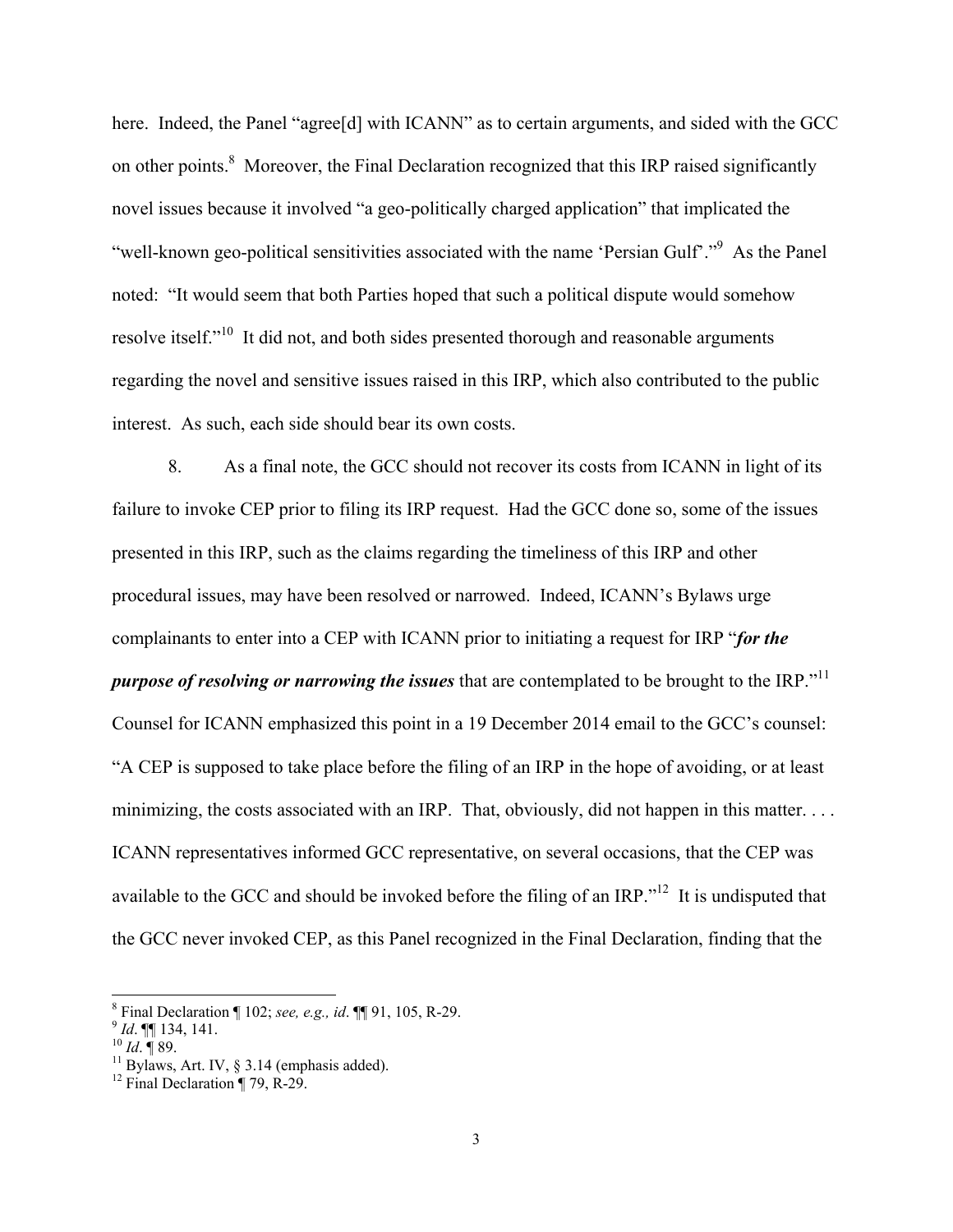here. Indeed, the Panel "agree[d] with ICANN" as to certain arguments, and sided with the GCC on other points.[8] Moreover, the Final Declaration recognized that this IRP raised significantly novel issues because it involved "a geo-politically charged application" that implicated the "well-known geo-political sensitivities associated with the name 'Persian Gulf'."[9] As the Panel noted: "It would seem that both Parties hoped that such a political dispute would somehow resolve itself."[10] It did not, and both sides presented thorough and reasonable arguments regarding the novel and sensitive issues raised in this IRP, which also contributed to the public interest. As such, each side should bear its own costs.

8. As a final note, the GCC should not recover its costs from ICANN in light of its failure to invoke CEP prior to filing its IRP request. Had the GCC done so, some of the issues presented in this IRP, such as the claims regarding the timeliness of this IRP and other procedural issues, may have been resolved or narrowed. Indeed, ICANN's Bylaws urge complainants to enter into a CEP with ICANN prior to initiating a request for IRP "***for the purpose of resolving or narrowing the issues*** that are contemplated to be brought to the IRP."[11] Counsel for ICANN emphasized this point in a 19 December 2014 email to the GCC's counsel: "A CEP is supposed to take place before the filing of an IRP in the hope of avoiding, or at least minimizing, the costs associated with an IRP. That, obviously, did not happen in this matter. . . . ICANN representatives informed GCC representative, on several occasions, that the CEP was available to the GCC and should be invoked before the filing of an IRP."[12] It is undisputed that the GCC never invoked CEP, as this Panel recognized in the Final Declaration, finding that the

---

[8] Final Declaration ¶ 102; *see, e.g., id*. ¶¶ 91, 105, R-29.

[9] *Id*. ¶¶ 134, 141.

[10] *Id*. ¶ 89.

[11] Bylaws, Art. IV, § 3.14 (emphasis added).

[12] Final Declaration ¶ 79, R-29.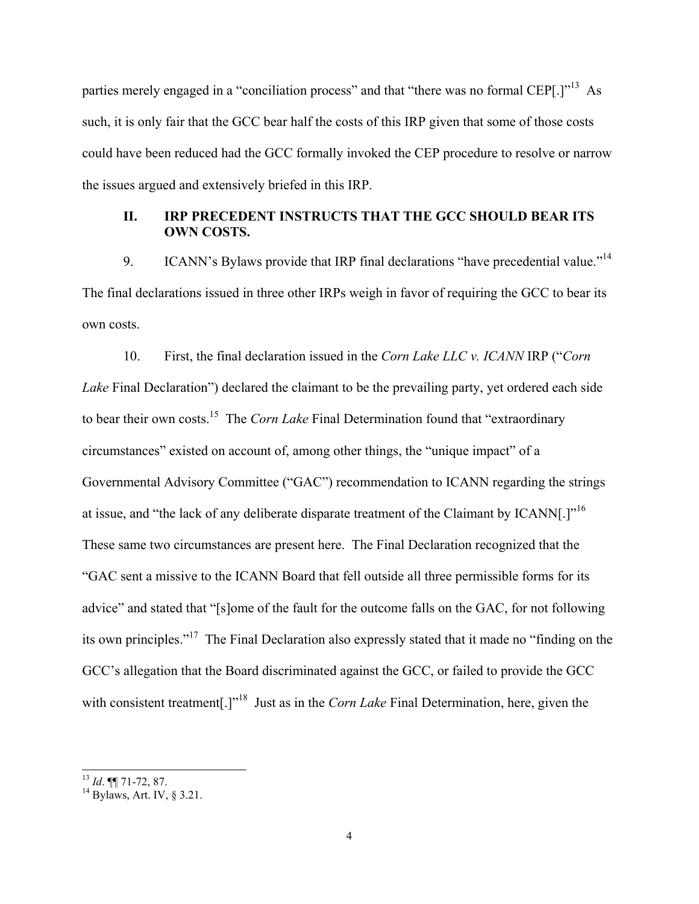parties merely engaged in a "conciliation process" and that "there was no formal CEP[.]"[13] As such, it is only fair that the GCC bear half the costs of this IRP given that some of those costs could have been reduced had the GCC formally invoked the CEP procedure to resolve or narrow the issues argued and extensively briefed in this IRP.

## II. IRP PRECEDENT INSTRUCTS THAT THE GCC SHOULD BEAR ITS OWN COSTS.

9. ICANN's Bylaws provide that IRP final declarations "have precedential value."[14] The final declarations issued in three other IRPs weigh in favor of requiring the GCC to bear its own costs.

10. First, the final declaration issued in the *Corn Lake LLC v. ICANN* IRP ("*Corn Lake* Final Declaration") declared the claimant to be the prevailing party, yet ordered each side to bear their own costs.[15] The *Corn Lake* Final Determination found that "extraordinary circumstances" existed on account of, among other things, the "unique impact" of a Governmental Advisory Committee ("GAC") recommendation to ICANN regarding the strings at issue, and "the lack of any deliberate disparate treatment of the Claimant by ICANN[.]"[16] These same two circumstances are present here. The Final Declaration recognized that the "GAC sent a missive to the ICANN Board that fell outside all three permissible forms for its advice" and stated that "[s]ome of the fault for the outcome falls on the GAC, for not following its own principles."[17] The Final Declaration also expressly stated that it made no "finding on the GCC's allegation that the Board discriminated against the GCC, or failed to provide the GCC with consistent treatment[.]"[18] Just as in the *Corn Lake* Final Determination, here, given the

---

[13] *Id*. ¶¶ 71-72, 87.

[14] Bylaws, Art. IV, § 3.21.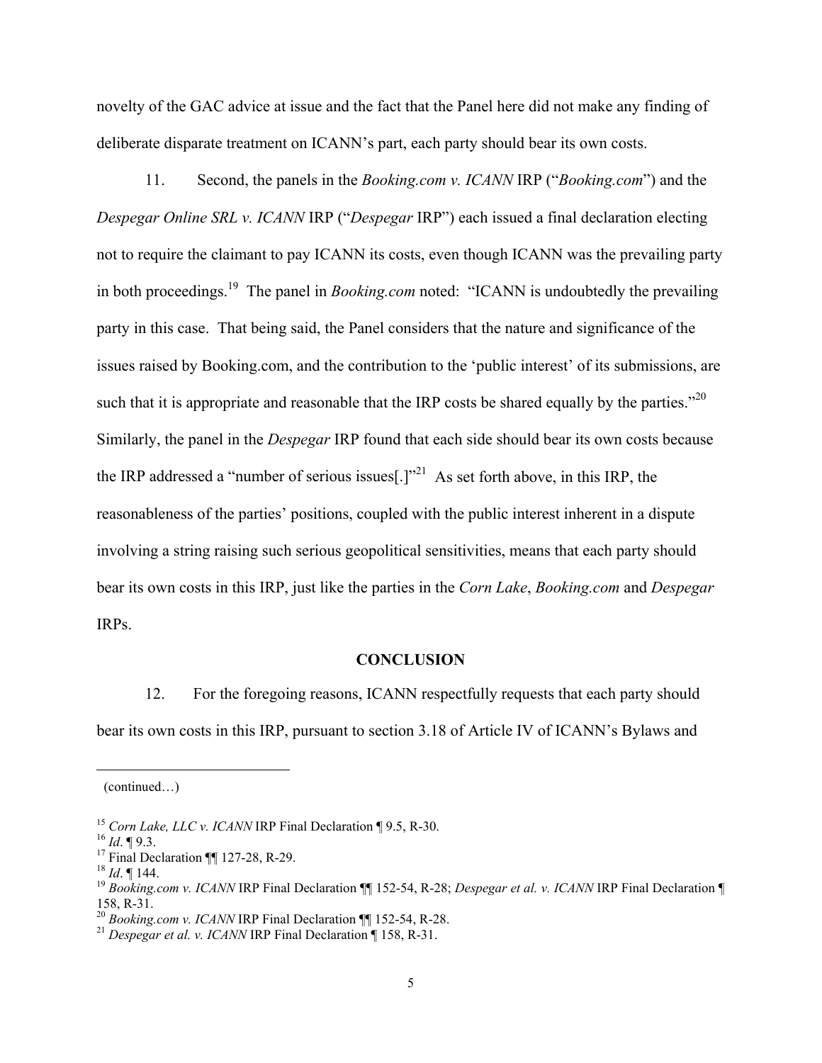novelty of the GAC advice at issue and the fact that the Panel here did not make any finding of deliberate disparate treatment on ICANN's part, each party should bear its own costs.

11. Second, the panels in the *Booking.com v. ICANN* IRP ("*Booking.com*") and the *Despegar Online SRL v. ICANN* IRP ("*Despegar* IRP") each issued a final declaration electing not to require the claimant to pay ICANN its costs, even though ICANN was the prevailing party in both proceedings.[19] The panel in *Booking.com* noted: "ICANN is undoubtedly the prevailing party in this case. That being said, the Panel considers that the nature and significance of the issues raised by Booking.com, and the contribution to the 'public interest' of its submissions, are such that it is appropriate and reasonable that the IRP costs be shared equally by the parties."[20] Similarly, the panel in the *Despegar* IRP found that each side should bear its own costs because the IRP addressed a "number of serious issues[.]"[21] As set forth above, in this IRP, the reasonableness of the parties' positions, coupled with the public interest inherent in a dispute involving a string raising such serious geopolitical sensitivities, means that each party should bear its own costs in this IRP, just like the parties in the *Corn Lake*, *Booking.com* and *Despegar* IRPs.

## CONCLUSION

12. For the foregoing reasons, ICANN respectfully requests that each party should bear its own costs in this IRP, pursuant to section 3.18 of Article IV of ICANN's Bylaws and

---

(continued…)

[15] *Corn Lake, LLC v. ICANN* IRP Final Declaration ¶ 9.5, R-30.

[16] *Id*. ¶ 9.3.

[17] Final Declaration ¶¶ 127-28, R-29.

[18] *Id*. ¶ 144.

[19] *Booking.com v. ICANN* IRP Final Declaration ¶¶ 152-54, R-28; *Despegar et al. v. ICANN* IRP Final Declaration ¶ 158, R-31.

[20] *Booking.com v. ICANN* IRP Final Declaration ¶¶ 152-54, R-28.

[21] *Despegar et al. v. ICANN* IRP Final Declaration ¶ 158, R-31.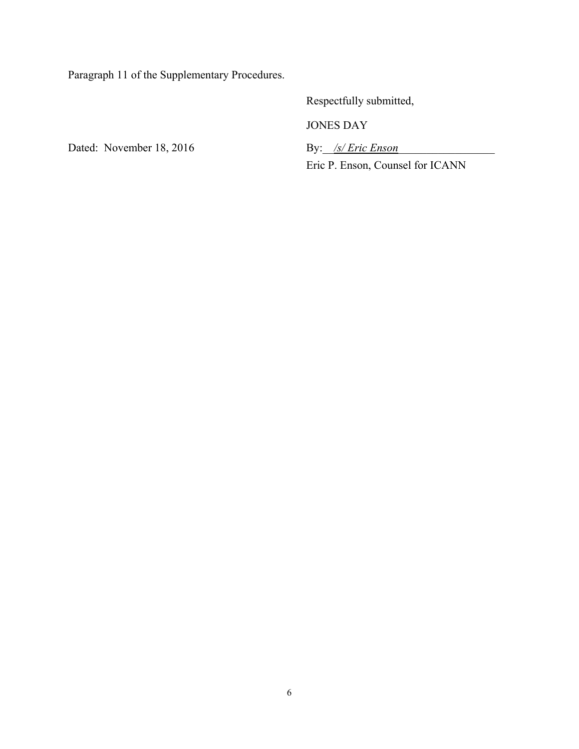Paragraph 11 of the Supplementary Procedures.

Respectfully submitted,

JONES DAY

Dated: November 18, 2016

By: */s/ Eric Enson*

Eric P. Enson, Counsel for ICANN